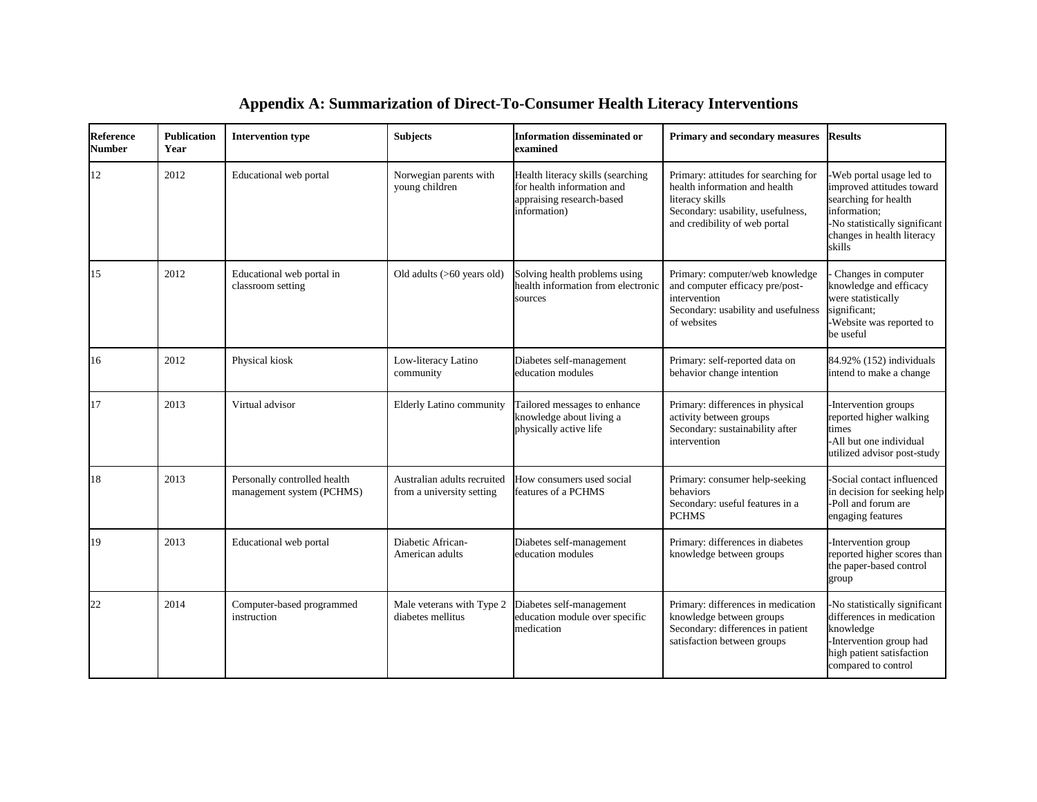# Appendix A: Summarization of Direct-To-Consumer Health Literacy Interventions

| Reference Number | Publication Year | Intervention type | Subjects | Information disseminated or examined | Primary and secondary measures | Results |
|---|---|---|---|---|---|---|
| 12 | 2012 | Educational web portal | Norwegian parents with young children | Health literacy skills (searching for health information and appraising research-based information) | Primary: attitudes for searching for health information and health literacy skills<br>Secondary: usability, usefulness, and credibility of web portal | -Web portal usage led to improved attitudes toward searching for health information;<br>-No statistically significant changes in health literacy skills |
| 15 | 2012 | Educational web portal in classroom setting | Old adults (>60 years old) | Solving health problems using health information from electronic sources | Primary: computer/web knowledge and computer efficacy pre/post-intervention<br>Secondary: usability and usefulness of websites | - Changes in computer knowledge and efficacy were statistically significant;<br>-Website was reported to be useful |
| 16 | 2012 | Physical kiosk | Low-literacy Latino community | Diabetes self-management education modules | Primary: self-reported data on behavior change intention | 84.92% (152) individuals intend to make a change |
| 17 | 2013 | Virtual advisor | Elderly Latino community | Tailored messages to enhance knowledge about living a physically active life | Primary: differences in physical activity between groups<br>Secondary: sustainability after intervention | -Intervention groups reported higher walking times<br>-All but one individual utilized advisor post-study |
| 18 | 2013 | Personally controlled health management system (PCHMS) | Australian adults recruited from a university setting | How consumers used social features of a PCHMS | Primary: consumer help-seeking behaviors<br>Secondary: useful features in a PCHMS | -Social contact influenced in decision for seeking help<br>-Poll and forum are engaging features |
| 19 | 2013 | Educational web portal | Diabetic African-American adults | Diabetes self-management education modules | Primary: differences in diabetes knowledge between groups | -Intervention group reported higher scores than the paper-based control group |
| 22 | 2014 | Computer-based programmed instruction | Male veterans with Type 2 diabetes mellitus | Diabetes self-management education module over specific medication | Primary: differences in medication knowledge between groups<br>Secondary: differences in patient satisfaction between groups | -No statistically significant differences in medication knowledge<br>-Intervention group had high patient satisfaction compared to control |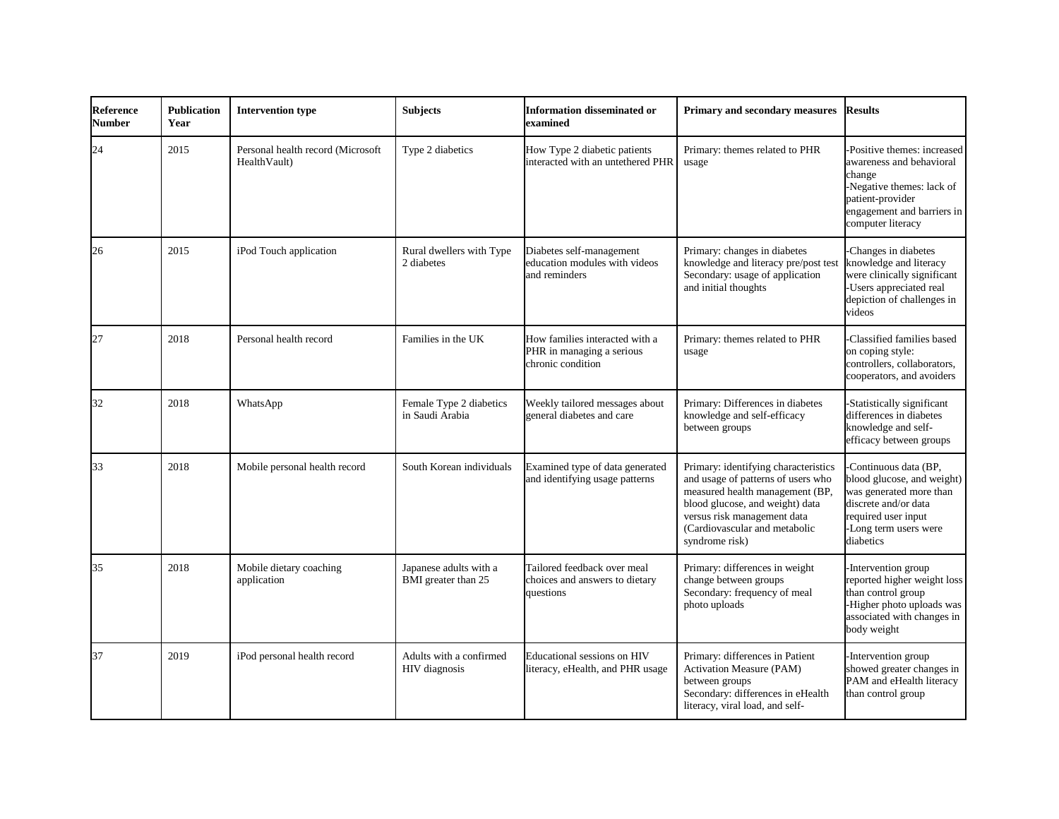| Reference Number | Publication Year | Intervention type | Subjects | Information disseminated or examined | Primary and secondary measures | Results |
|---|---|---|---|---|---|---|
| 24 | 2015 | Personal health record (Microsoft HealthVault) | Type 2 diabetics | How Type 2 diabetic patients interacted with an untethered PHR | Primary: themes related to PHR usage | -Positive themes: increased awareness and behavioral change<br>-Negative themes: lack of patient-provider engagement and barriers in computer literacy |
| 26 | 2015 | iPod Touch application | Rural dwellers with Type 2 diabetes | Diabetes self-management education modules with videos and reminders | Primary: changes in diabetes knowledge and literacy pre/post test<br>Secondary: usage of application and initial thoughts | -Changes in diabetes knowledge and literacy were clinically significant<br>-Users appreciated real depiction of challenges in videos |
| 27 | 2018 | Personal health record | Families in the UK | How families interacted with a PHR in managing a serious chronic condition | Primary: themes related to PHR usage | -Classified families based on coping style: controllers, collaborators, cooperators, and avoiders |
| 32 | 2018 | WhatsApp | Female Type 2 diabetics in Saudi Arabia | Weekly tailored messages about general diabetes and care | Primary: Differences in diabetes knowledge and self-efficacy between groups | -Statistically significant differences in diabetes knowledge and self-efficacy between groups |
| 33 | 2018 | Mobile personal health record | South Korean individuals | Examined type of data generated and identifying usage patterns | Primary: identifying characteristics and usage of patterns of users who measured health management (BP, blood glucose, and weight) data versus risk management data (Cardiovascular and metabolic syndrome risk) | -Continuous data (BP, blood glucose, and weight) was generated more than discrete and/or data required user input<br>-Long term users were diabetics |
| 35 | 2018 | Mobile dietary coaching application | Japanese adults with a BMI greater than 25 | Tailored feedback over meal choices and answers to dietary questions | Primary: differences in weight change between groups<br>Secondary: frequency of meal photo uploads | -Intervention group reported higher weight loss than control group<br>-Higher photo uploads was associated with changes in body weight |
| 37 | 2019 | iPod personal health record | Adults with a confirmed HIV diagnosis | Educational sessions on HIV literacy, eHealth, and PHR usage | Primary: differences in Patient Activation Measure (PAM) between groups<br>Secondary: differences in eHealth literacy, viral load, and self- | -Intervention group showed greater changes in PAM and eHealth literacy than control group |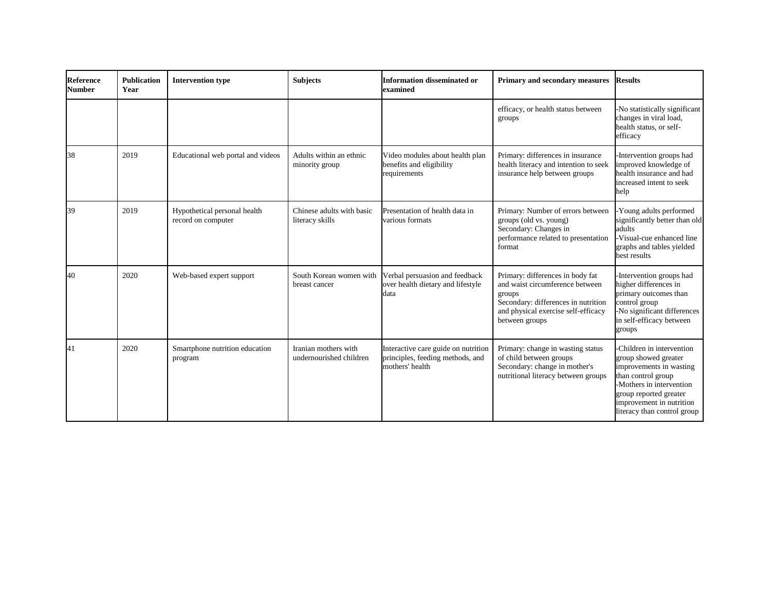| Reference Number | Publication Year | Intervention type | Subjects | Information disseminated or examined | Primary and secondary measures | Results |
|---|---|---|---|---|---|---|
| | | | | | efficacy, or health status between groups | -No statistically significant changes in viral load, health status, or self-efficacy |
| 38 | 2019 | Educational web portal and videos | Adults within an ethnic minority group | Video modules about health plan benefits and eligibility requirements | Primary: differences in insurance health literacy and intention to seek insurance help between groups | -Intervention groups had improved knowledge of health insurance and had increased intent to seek help |
| 39 | 2019 | Hypothetical personal health record on computer | Chinese adults with basic literacy skills | Presentation of health data in various formats | Primary: Number of errors between groups (old vs. young)<br>Secondary: Changes in performance related to presentation format | -Young adults performed significantly better than old adults<br>-Visual-cue enhanced line graphs and tables yielded best results |
| 40 | 2020 | Web-based expert support | South Korean women with breast cancer | Verbal persuasion and feedback over health dietary and lifestyle data | Primary: differences in body fat and waist circumference between groups<br>Secondary: differences in nutrition and physical exercise self-efficacy between groups | -Intervention groups had higher differences in primary outcomes than control group<br>-No significant differences in self-efficacy between groups |
| 41 | 2020 | Smartphone nutrition education program | Iranian mothers with undernourished children | Interactive care guide on nutrition principles, feeding methods, and mothers' health | Primary: change in wasting status of child between groups<br>Secondary: change in mother's nutritional literacy between groups | -Children in intervention group showed greater improvements in wasting than control group<br>-Mothers in intervention group reported greater improvement in nutrition literacy than control group |